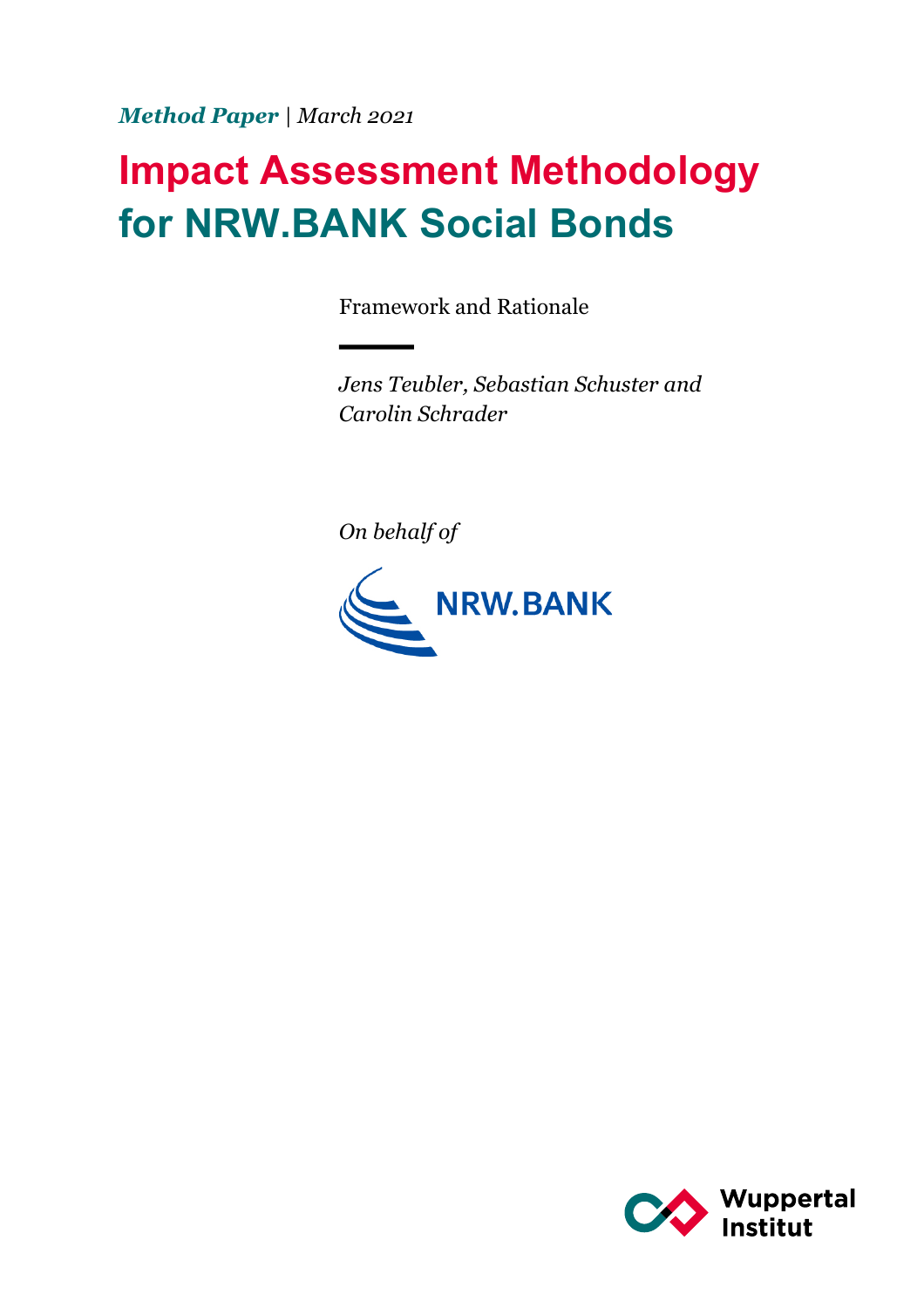*Method Paper* | *March 2021*

# Impact Assessment Methodology for NRW.BANK Social Bonds

Framework and Rationale

*Jens Teubler, Sebastian Schuster and Carolin Schrader*

*On behalf of*

NRW.BANK

Wuppertal Institut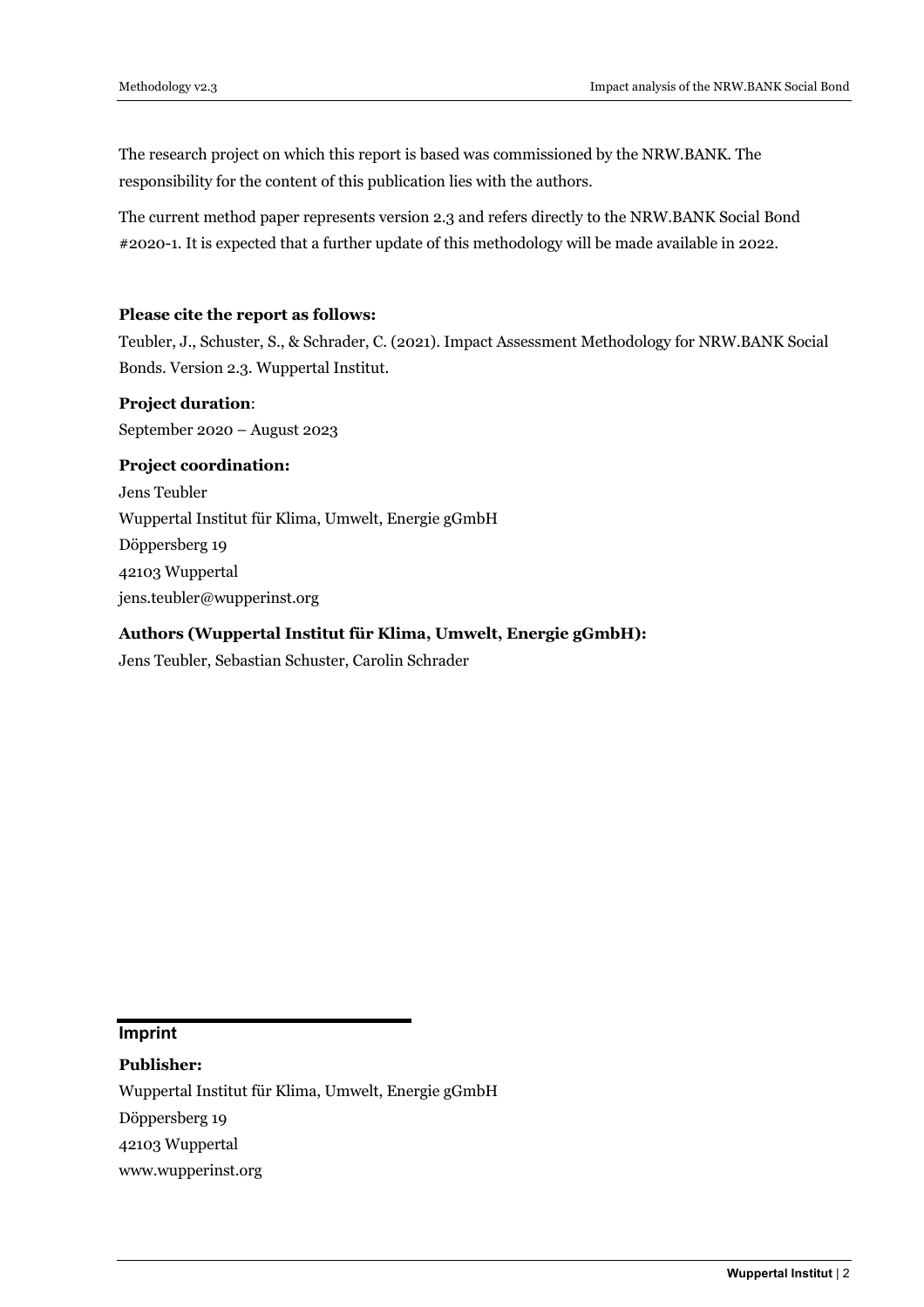The research project on which this report is based was commissioned by the NRW.BANK. The responsibility for the content of this publication lies with the authors.

The current method paper represents version 2.3 and refers directly to the NRW.BANK Social Bond #2020-1. It is expected that a further update of this methodology will be made available in 2022.

**Please cite the report as follows:**

Teubler, J., Schuster, S., & Schrader, C. (2021). Impact Assessment Methodology for NRW.BANK Social Bonds. Version 2.3. Wuppertal Institut.

**Project duration**:

September 2020 – August 2023

**Project coordination:**

Jens Teubler
Wuppertal Institut für Klima, Umwelt, Energie gGmbH
Döppersberg 19
42103 Wuppertal
jens.teubler@wupperinst.org

**Authors (Wuppertal Institut für Klima, Umwelt, Energie gGmbH):**

Jens Teubler, Sebastian Schuster, Carolin Schrader

## Imprint

**Publisher:**

Wuppertal Institut für Klima, Umwelt, Energie gGmbH
Döppersberg 19
42103 Wuppertal
www.wupperinst.org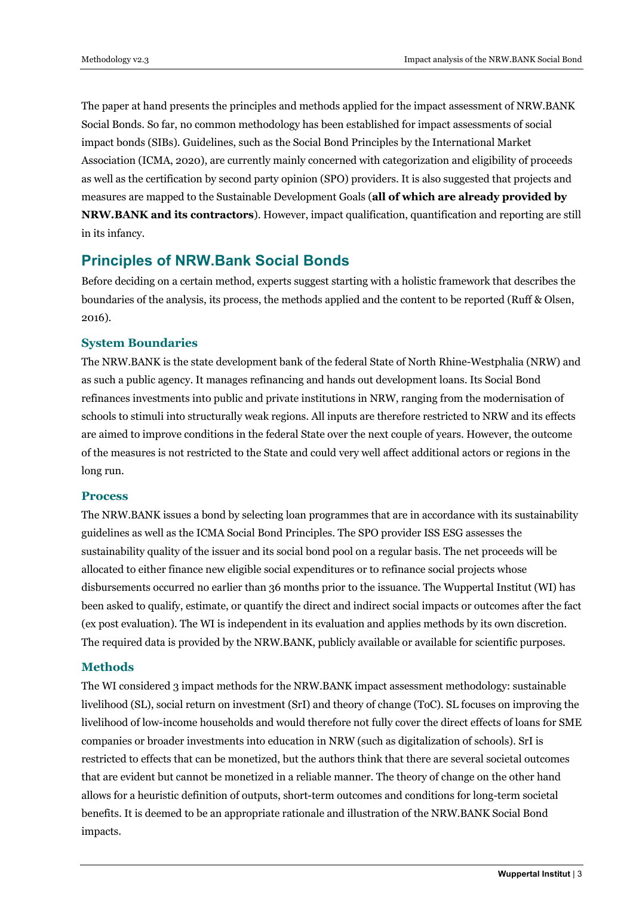The paper at hand presents the principles and methods applied for the impact assessment of NRW.BANK Social Bonds. So far, no common methodology has been established for impact assessments of social impact bonds (SIBs). Guidelines, such as the Social Bond Principles by the International Market Association (ICMA, 2020), are currently mainly concerned with categorization and eligibility of proceeds as well as the certification by second party opinion (SPO) providers. It is also suggested that projects and measures are mapped to the Sustainable Development Goals (**all of which are already provided by NRW.BANK and its contractors**). However, impact qualification, quantification and reporting are still in its infancy.

## Principles of NRW.Bank Social Bonds

Before deciding on a certain method, experts suggest starting with a holistic framework that describes the boundaries of the analysis, its process, the methods applied and the content to be reported (Ruff & Olsen, 2016).

### System Boundaries

The NRW.BANK is the state development bank of the federal State of North Rhine-Westphalia (NRW) and as such a public agency. It manages refinancing and hands out development loans. Its Social Bond refinances investments into public and private institutions in NRW, ranging from the modernisation of schools to stimuli into structurally weak regions. All inputs are therefore restricted to NRW and its effects are aimed to improve conditions in the federal State over the next couple of years. However, the outcome of the measures is not restricted to the State and could very well affect additional actors or regions in the long run.

### Process

The NRW.BANK issues a bond by selecting loan programmes that are in accordance with its sustainability guidelines as well as the ICMA Social Bond Principles. The SPO provider ISS ESG assesses the sustainability quality of the issuer and its social bond pool on a regular basis. The net proceeds will be allocated to either finance new eligible social expenditures or to refinance social projects whose disbursements occurred no earlier than 36 months prior to the issuance. The Wuppertal Institut (WI) has been asked to qualify, estimate, or quantify the direct and indirect social impacts or outcomes after the fact (ex post evaluation). The WI is independent in its evaluation and applies methods by its own discretion. The required data is provided by the NRW.BANK, publicly available or available for scientific purposes.

### Methods

The WI considered 3 impact methods for the NRW.BANK impact assessment methodology: sustainable livelihood (SL), social return on investment (SrI) and theory of change (ToC). SL focuses on improving the livelihood of low-income households and would therefore not fully cover the direct effects of loans for SME companies or broader investments into education in NRW (such as digitalization of schools). SrI is restricted to effects that can be monetized, but the authors think that there are several societal outcomes that are evident but cannot be monetized in a reliable manner. The theory of change on the other hand allows for a heuristic definition of outputs, short-term outcomes and conditions for long-term societal benefits. It is deemed to be an appropriate rationale and illustration of the NRW.BANK Social Bond impacts.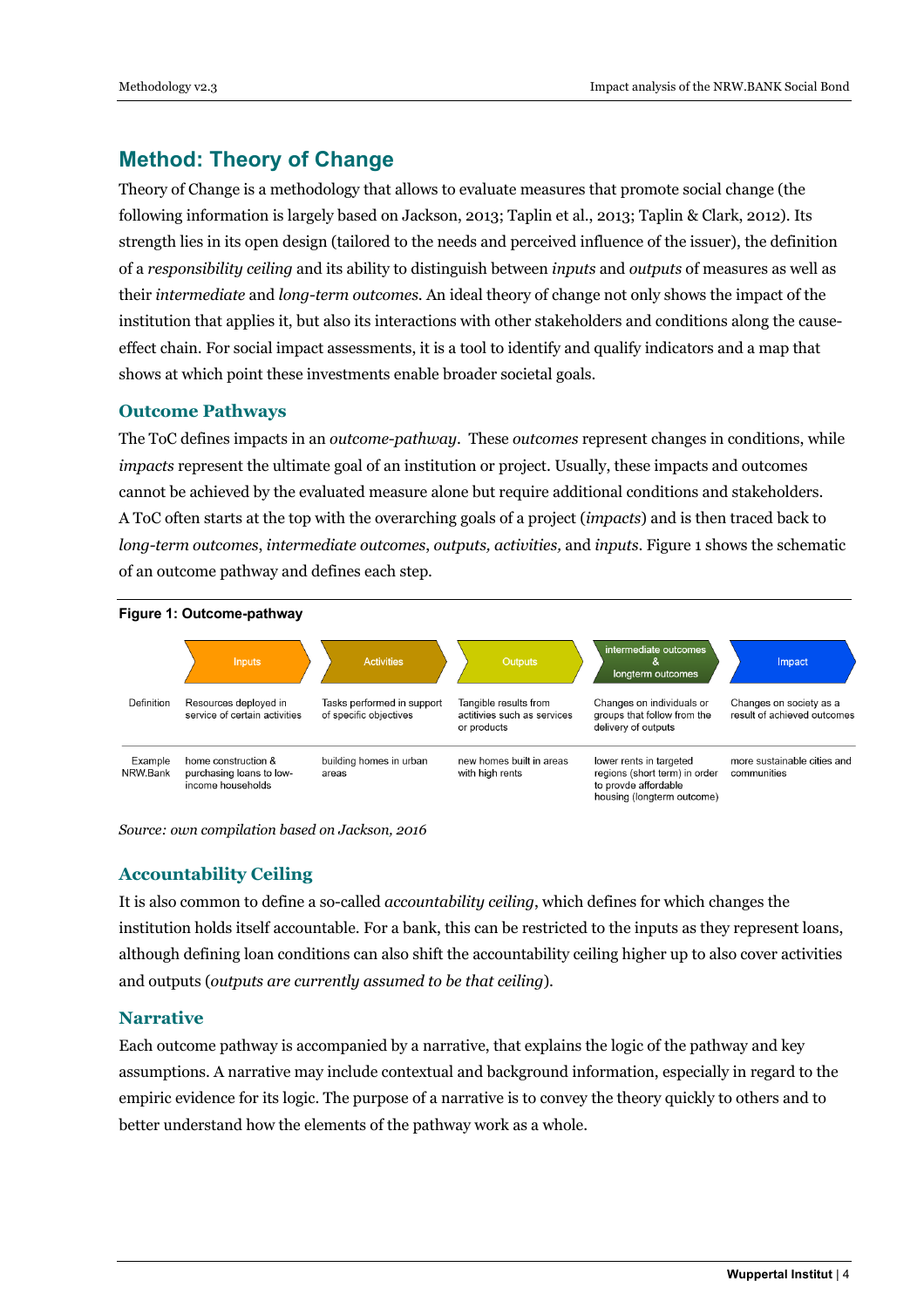## Method: Theory of Change

Theory of Change is a methodology that allows to evaluate measures that promote social change (the following information is largely based on Jackson, 2013; Taplin et al., 2013; Taplin & Clark, 2012). Its strength lies in its open design (tailored to the needs and perceived influence of the issuer), the definition of a *responsibility ceiling* and its ability to distinguish between *inputs* and *outputs* of measures as well as their *intermediate* and *long-term outcomes*. An ideal theory of change not only shows the impact of the institution that applies it, but also its interactions with other stakeholders and conditions along the cause-effect chain. For social impact assessments, it is a tool to identify and qualify indicators and a map that shows at which point these investments enable broader societal goals.

### Outcome Pathways

The ToC defines impacts in an *outcome-pathway*. These *outcomes* represent changes in conditions, while *impacts* represent the ultimate goal of an institution or project. Usually, these impacts and outcomes cannot be achieved by the evaluated measure alone but require additional conditions and stakeholders. A ToC often starts at the top with the overarching goals of a project (*impacts*) and is then traced back to *long-term outcomes*, *intermediate outcomes*, *outputs, activities,* and *inputs*. Figure 1 shows the schematic of an outcome pathway and defines each step.

**Figure 1: Outcome-pathway**

| | Inputs | Activities | Outputs | intermediate outcomes & longterm outcomes | Impact |
|---|---|---|---|---|---|
| Definition | Resources deployed in service of certain activities | Tasks performed in support of specific objectives | Tangible results from actitivies such as services or products | Changes on individuals or groups that follow from the delivery of outputs | Changes on society as a result of achieved outcomes |
| Example NRW.Bank | home construction & purchasing loans to low-income households | building homes in urban areas | new homes built in areas with high rents | lower rents in targeted regions (short term) in order to provde affordable housing (longterm outcome) | more sustainable cities and communities |

*Source: own compilation based on Jackson, 2016*

### Accountability Ceiling

It is also common to define a so-called *accountability ceiling*, which defines for which changes the institution holds itself accountable. For a bank, this can be restricted to the inputs as they represent loans, although defining loan conditions can also shift the accountability ceiling higher up to also cover activities and outputs (*outputs are currently assumed to be that ceiling*).

### Narrative

Each outcome pathway is accompanied by a narrative, that explains the logic of the pathway and key assumptions. A narrative may include contextual and background information, especially in regard to the empiric evidence for its logic. The purpose of a narrative is to convey the theory quickly to others and to better understand how the elements of the pathway work as a whole.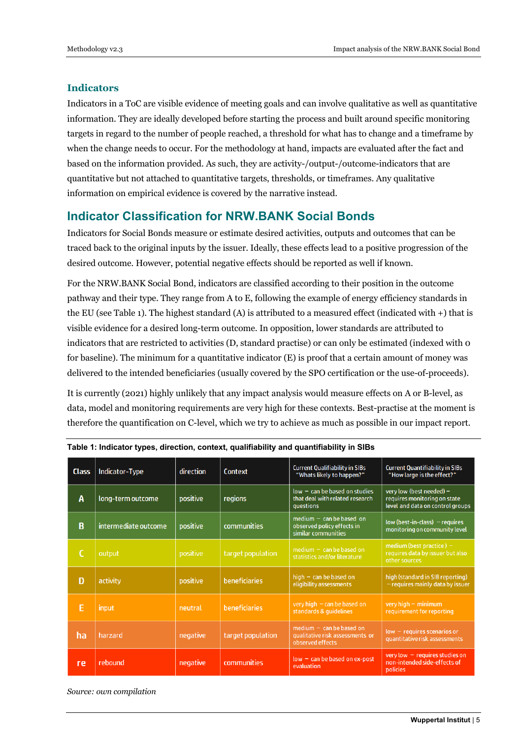## Indicators

Indicators in a ToC are visible evidence of meeting goals and can involve qualitative as well as quantitative information. They are ideally developed before starting the process and built around specific monitoring targets in regard to the number of people reached, a threshold for what has to change and a timeframe by when the change needs to occur. For the methodology at hand, impacts are evaluated after the fact and based on the information provided. As such, they are activity-/output-/outcome-indicators that are quantitative but not attached to quantitative targets, thresholds, or timeframes. Any qualitative information on empirical evidence is covered by the narrative instead.

# Indicator Classification for NRW.BANK Social Bonds

Indicators for Social Bonds measure or estimate desired activities, outputs and outcomes that can be traced back to the original inputs by the issuer. Ideally, these effects lead to a positive progression of the desired outcome. However, potential negative effects should be reported as well if known.

For the NRW.BANK Social Bond, indicators are classified according to their position in the outcome pathway and their type. They range from A to E, following the example of energy efficiency standards in the EU (see Table 1). The highest standard (A) is attributed to a measured effect (indicated with +) that is visible evidence for a desired long-term outcome. In opposition, lower standards are attributed to indicators that are restricted to activities (D, standard practise) or can only be estimated (indexed with 0 for baseline). The minimum for a quantitative indicator (E) is proof that a certain amount of money was delivered to the intended beneficiaries (usually covered by the SPO certification or the use-of-proceeds).

It is currently (2021) highly unlikely that any impact analysis would measure effects on A or B-level, as data, model and monitoring requirements are very high for these contexts. Best-practise at the moment is therefore the quantification on C-level, which we try to achieve as much as possible in our impact report.

**Table 1: Indicator types, direction, context, qualifiability and quantifiability in SIBs**

| Class | Indicator-Type | direction | Context | Current Qualifiability in SIBs "Whats likely to happen?" | Current Quantifiability in SIBs "How large is the effect?" |
|---|---|---|---|---|---|
| A | long-term outcome | positive | regions | low – can be based on studies that deal with related research questions | very low (best needed) – requires monitoring on state level and data on control groups |
| B | intermediate outcome | positive | communities | medium – can be based on observed policy effects in similar communities | low (best-in-class) – requires monitoring on community level |
| C | output | positive | target population | medium – can be based on statistics and/or literature | medium (best practice) – requires data by issuer but also other sources |
| D | activity | positive | beneficiaries | high – can be based on eligibility assessments | high (standard in SIB reporting) – requires mainly data by issuer |
| E | input | neutral | beneficiaries | very high – can be based on standards & guidelines | very high – minimum requirement for reporting |
| ha | harzard | negative | target population | medium – can be based on qualitative risk assessments or observed effects | low – requires scenarios or quantitative risk assessments |
| re | rebound | negative | communities | low – can be based on ex-post evaluation | very low – requires studies on non-intended side-effects of policies |

*Source: own compilation*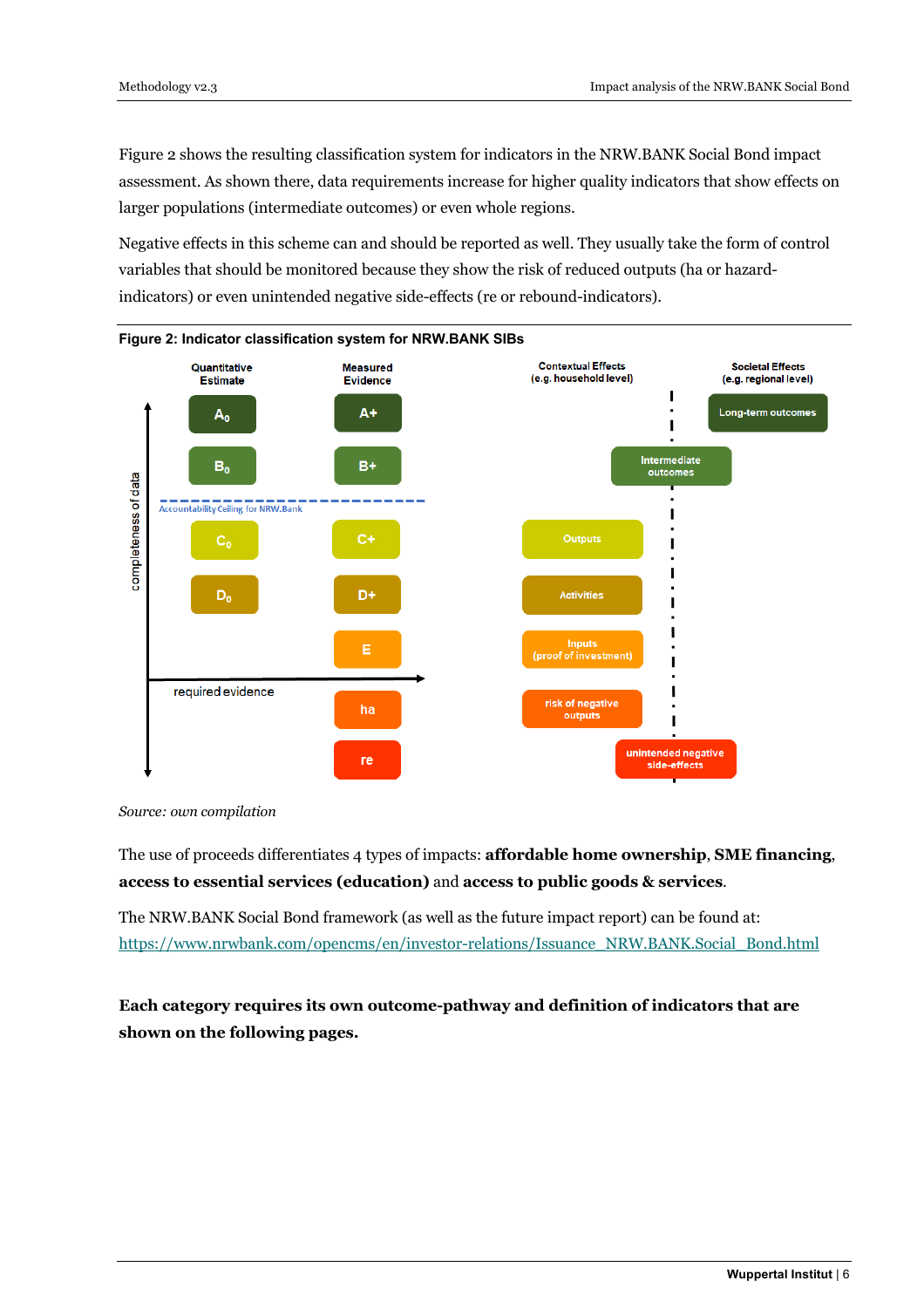Figure 2 shows the resulting classification system for indicators in the NRW.BANK Social Bond impact assessment. As shown there, data requirements increase for higher quality indicators that show effects on larger populations (intermediate outcomes) or even whole regions.

Negative effects in this scheme can and should be reported as well. They usually take the form of control variables that should be monitored because they show the risk of reduced outputs (ha or hazard-indicators) or even unintended negative side-effects (re or rebound-indicators).

**Figure 2: Indicator classification system for NRW.BANK SIBs**

| Quantitative Estimate | Measured Evidence | Contextual Effects (e.g. household level) | Societal Effects (e.g. regional level) |
|---|---|---|---|
| $A_0$ | A+ | | Long-term outcomes |
| $B_0$ | B+ | Intermediate outcomes | |
| *Accountability Ceiling for NRW.Bank* | | | |
| $C_0$ | C+ | Outputs | |
| $D_0$ | D+ | Activities | |
| | E | Inputs (proof of investment) | |
| | ha | risk of negative outputs | |
| | re | unintended negative side-effects | |

Axes: completeness of data (vertical); required evidence (horizontal)

*Source: own compilation*

The use of proceeds differentiates 4 types of impacts: **affordable home ownership**, **SME financing**, **access to essential services (education)** and **access to public goods & services**.

The NRW.BANK Social Bond framework (as well as the future impact report) can be found at: https://www.nrwbank.com/opencms/en/investor-relations/Issuance_NRW.BANK.Social_Bond.html

**Each category requires its own outcome-pathway and definition of indicators that are shown on the following pages.**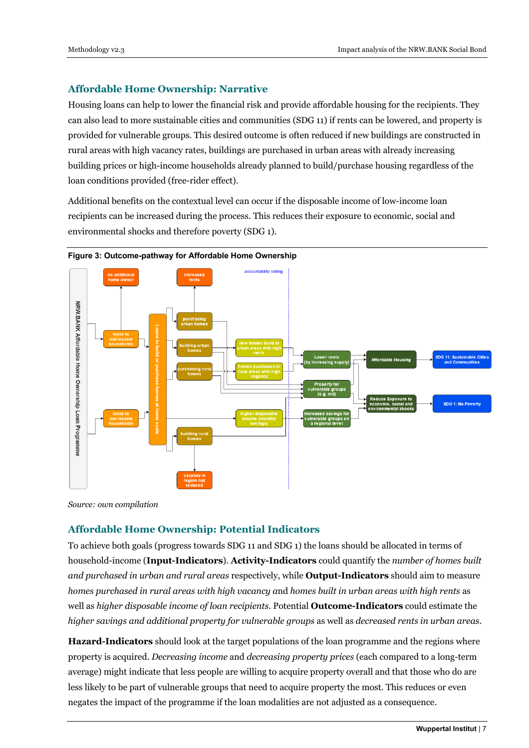## Affordable Home Ownership: Narrative

Housing loans can help to lower the financial risk and provide affordable housing for the recipients. They can also lead to more sustainable cities and communities (SDG 11) if rents can be lowered, and property is provided for vulnerable groups. This desired outcome is often reduced if new buildings are constructed in rural areas with high vacancy rates, buildings are purchased in urban areas with already increasing building prices or high-income households already planned to build/purchase housing regardless of the loan conditions provided (free-rider effect).

Additional benefits on the contextual level can occur if the disposable income of low-income loan recipients can be increased during the process. This reduces their exposure to economic, social and environmental shocks and therefore poverty (SDG 1).

**Figure 3: Outcome-pathway for Affordable Home Ownership**

*Source: own compilation*

## Affordable Home Ownership: Potential Indicators

To achieve both goals (progress towards SDG 11 and SDG 1) the loans should be allocated in terms of household-income (**Input-Indicators**). **Activity-Indicators** could quantify the *number of homes built and purchased in urban and rural areas* respectively, while **Output-Indicators** should aim to measure *homes purchased in rural areas with high vacancy* and *homes built in urban areas with high rents* as well as *higher disposable income of loan recipients*. Potential **Outcome-Indicators** could estimate the *higher savings and additional property for vulnerable groups* as well as *decreased rents in urban areas*.

**Hazard-Indicators** should look at the target populations of the loan programme and the regions where property is acquired. *Decreasing income* and *decreasing property prices* (each compared to a long-term average) might indicate that less people are willing to acquire property overall and that those who do are less likely to be part of vulnerable groups that need to acquire property the most. This reduces or even negates the impact of the programme if the loan modalities are not adjusted as a consequence.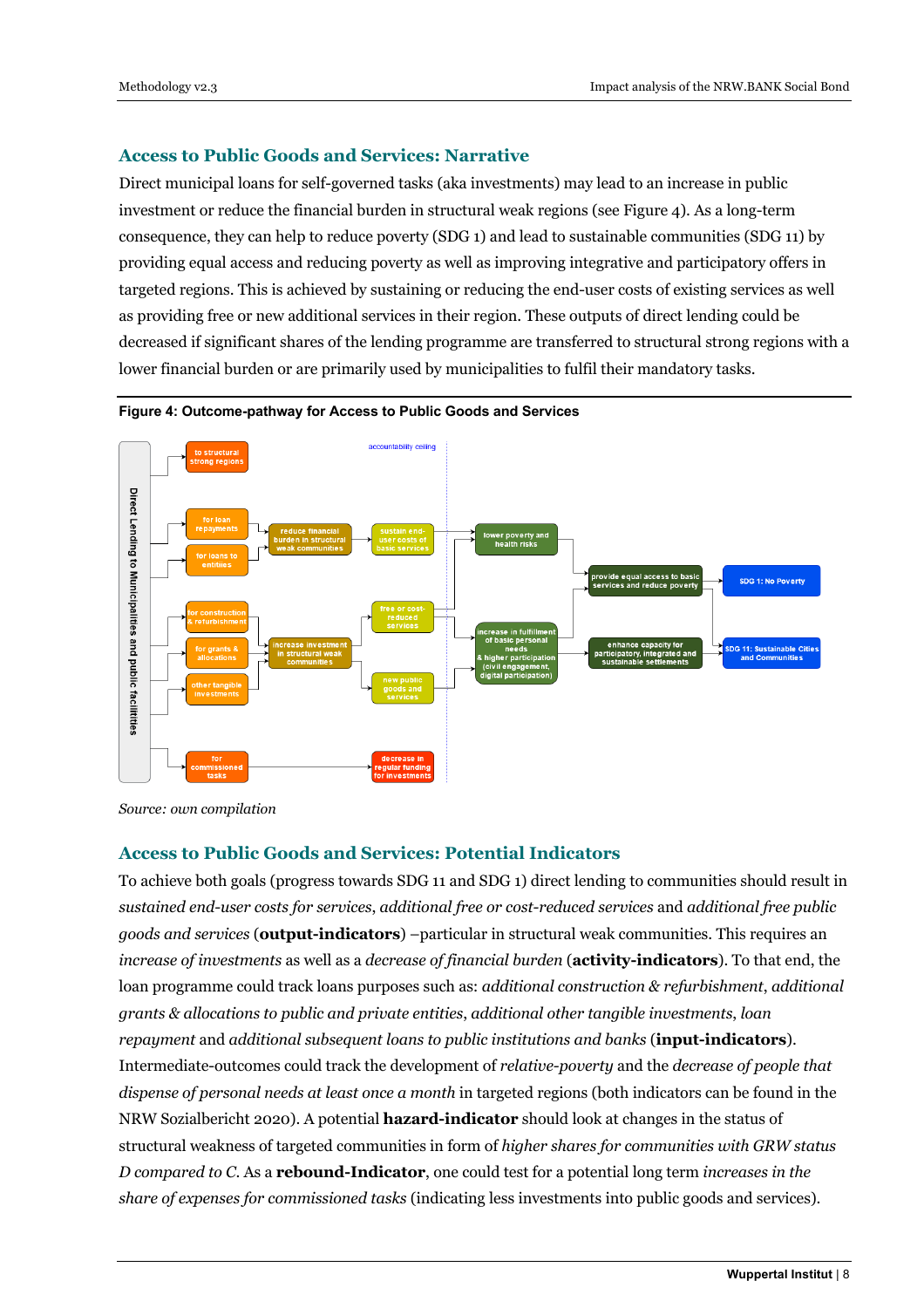## Access to Public Goods and Services: Narrative

Direct municipal loans for self-governed tasks (aka investments) may lead to an increase in public investment or reduce the financial burden in structural weak regions (see Figure 4). As a long-term consequence, they can help to reduce poverty (SDG 1) and lead to sustainable communities (SDG 11) by providing equal access and reducing poverty as well as improving integrative and participatory offers in targeted regions. This is achieved by sustaining or reducing the end-user costs of existing services as well as providing free or new additional services in their region. These outputs of direct lending could be decreased if significant shares of the lending programme are transferred to structural strong regions with a lower financial burden or are primarily used by municipalities to fulfil their mandatory tasks.

**Figure 4: Outcome-pathway for Access to Public Goods and Services**

Direct Lending to Municipalities and public facilities

- to structural strong regions
- for loan repayments
- for loans to entities
- for construction & refurbishment
- for grants & allocations
- other tangible investments
- for commissioned tasks

reduce financial burden in structural weak communities

increase investment in structural weak communities

accountability ceiling

sustain end-user costs of basic services

free or cost-reduced services

new public goods and services

decrease in regular funding for investments

lower poverty and health risks

increase in fulfillment of basic personal needs & higher participation (civil engagement, digital participation)

provide equal access to basic services and reduce poverty

enhance capacity for participatory, integrated and sustainable settlements

SDG 1: No Poverty

SDG 11: Sustainable Cities and Communities

*Source: own compilation*

## Access to Public Goods and Services: Potential Indicators

To achieve both goals (progress towards SDG 11 and SDG 1) direct lending to communities should result in *sustained end-user costs for services*, *additional free or cost-reduced services* and *additional free public goods and services* (**output-indicators**) –particular in structural weak communities. This requires an *increase of investments* as well as a *decrease of financial burden* (**activity-indicators**). To that end, the loan programme could track loans purposes such as: *additional construction & refurbishment*, *additional grants & allocations to public and private entities*, *additional other tangible investments*, *loan repayment* and *additional subsequent loans to public institutions and banks* (**input-indicators**). Intermediate-outcomes could track the development of *relative-poverty* and the *decrease of people that dispense of personal needs at least once a month* in targeted regions (both indicators can be found in the NRW Sozialbericht 2020). A potential **hazard-indicator** should look at changes in the status of structural weakness of targeted communities in form of *higher shares for communities with GRW status D compared to C*. As a **rebound-Indicator**, one could test for a potential long term *increases in the share of expenses for commissioned tasks* (indicating less investments into public goods and services).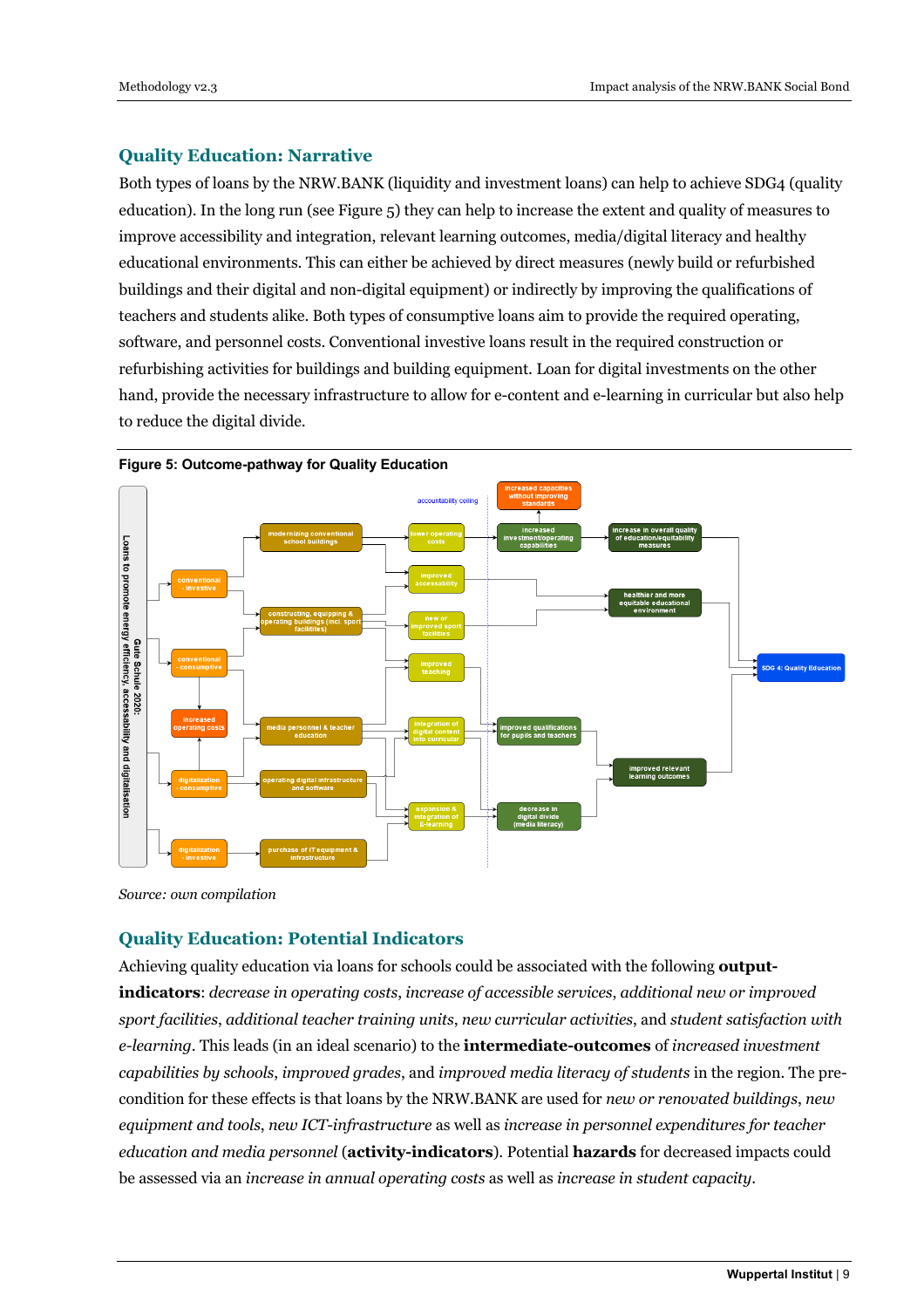## Quality Education: Narrative

Both types of loans by the NRW.BANK (liquidity and investment loans) can help to achieve SDG4 (quality education). In the long run (see Figure 5) they can help to increase the extent and quality of measures to improve accessibility and integration, relevant learning outcomes, media/digital literacy and healthy educational environments. This can either be achieved by direct measures (newly build or refurbished buildings and their digital and non-digital equipment) or indirectly by improving the qualifications of teachers and students alike. Both types of consumptive loans aim to provide the required operating, software, and personnel costs. Conventional investive loans result in the required construction or refurbishing activities for buildings and building equipment. Loan for digital investments on the other hand, provide the necessary infrastructure to allow for e-content and e-learning in curricular but also help to reduce the digital divide.

**Figure 5: Outcome-pathway for Quality Education**

Loans to promote energy efficiency, accessability and digitalisation
Gute Schule 2020:

accountability ceiling

conventional - investive
conventional - consumptive
increased operating costs
digitalization - consumptive
digitalization - investive

modernizing conventional school buildings
constructing, equipping & operating buildings (incl. sport facilities)
media personnel & teacher education
operating digital infrastructure and software
purchase of IT equipment & infrastructure

lower operating costs
improved accessability
new or improved sport facilities
improved teaching
integration of digital content into curricular
expansion & integration of E-learning

increased capacities without improving standards
increased investment/operating capabilities
improved qualifications for pupils and teachers
decrease in digital divide (media literacy)

increase in overall quality of education/equitability measures
healthier and more equitable educational environment
improved relevant learning outcomes

SDG 4: Quality Education

*Source: own compilation*

## Quality Education: Potential Indicators

Achieving quality education via loans for schools could be associated with the following **output-indicators**: *decrease in operating costs*, *increase of accessible services*, *additional new or improved sport facilities*, *additional teacher training units*, *new curricular activities*, and *student satisfaction with e-learning*. This leads (in an ideal scenario) to the **intermediate-outcomes** of *increased investment capabilities by schools*, *improved grades*, and *improved media literacy of students* in the region. The pre-condition for these effects is that loans by the NRW.BANK are used for *new or renovated buildings*, *new equipment and tools*, *new ICT-infrastructure* as well as *increase in personnel expenditures for teacher education and media personnel* (**activity-indicators**). Potential **hazards** for decreased impacts could be assessed via an *increase in annual operating costs* as well as *increase in student capacity*.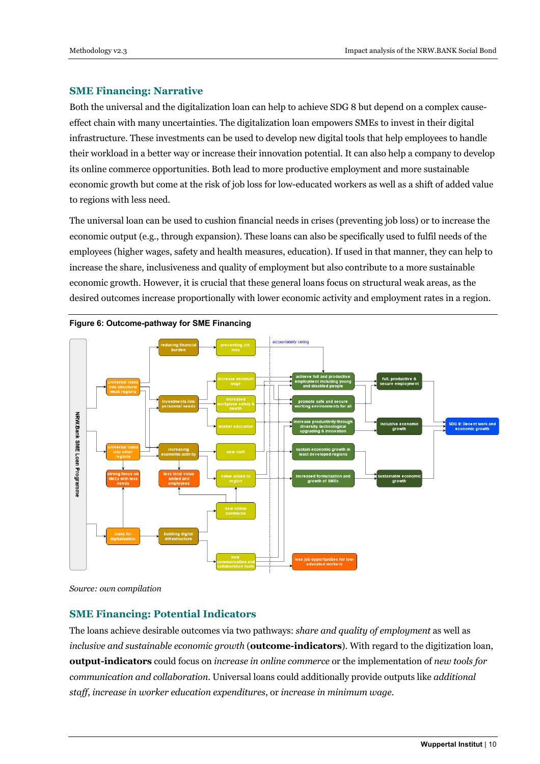## SME Financing: Narrative

Both the universal and the digitalization loan can help to achieve SDG 8 but depend on a complex cause-effect chain with many uncertainties. The digitalization loan empowers SMEs to invest in their digital infrastructure. These investments can be used to develop new digital tools that help employees to handle their workload in a better way or increase their innovation potential. It can also help a company to develop its online commerce opportunities. Both lead to more productive employment and more sustainable economic growth but come at the risk of job loss for low-educated workers as well as a shift of added value to regions with less need.

The universal loan can be used to cushion financial needs in crises (preventing job loss) or to increase the economic output (e.g., through expansion). These loans can also be specifically used to fulfil needs of the employees (higher wages, safety and health measures, education). If used in that manner, they can help to increase the share, inclusiveness and quality of employment but also contribute to a more sustainable economic growth. However, it is crucial that these general loans focus on structural weak areas, as the desired outcomes increase proportionally with lower economic activity and employment rates in a region.

**Figure 6: Outcome-pathway for SME Financing**

NRW.Bank SME Loan Programme

accountability ceiling

reducing financial burden | preventing job loss | universal loans into structural weak regions | investments into personnel needs | increase minimum wage | increased workplace safety & health | worker education | achieve full and productive employment including young and disabled people | promote safe and secure working environments for all | full, productive & secure employment | universal loans into other regions | increasing economic activity | new staff | increase productivity through diversity, technological upgrading & innovation | inclusive economic growth | SDG 8: Decent work and economic growth | sustain economic growth in least developed regions | strong focus on SMEs with less needs | less local value added and employees | value added to region | increased formalization and growth of SMEs | sustainable economic growth | new online commerce | loans for digitalization | building digital infrastructure | new communication and collaboration tools | less job opportunities for low-educated workers

*Source: own compilation*

## SME Financing: Potential Indicators

The loans achieve desirable outcomes via two pathways: *share and quality of employment* as well as *inclusive and sustainable economic growth* (**outcome-indicators**). With regard to the digitization loan, **output-indicators** could focus on *increase in online commerce* or the implementation of *new tools for communication and collaboration*. Universal loans could additionally provide outputs like *additional staff*, *increase in worker education expenditures*, or *increase in minimum wage*.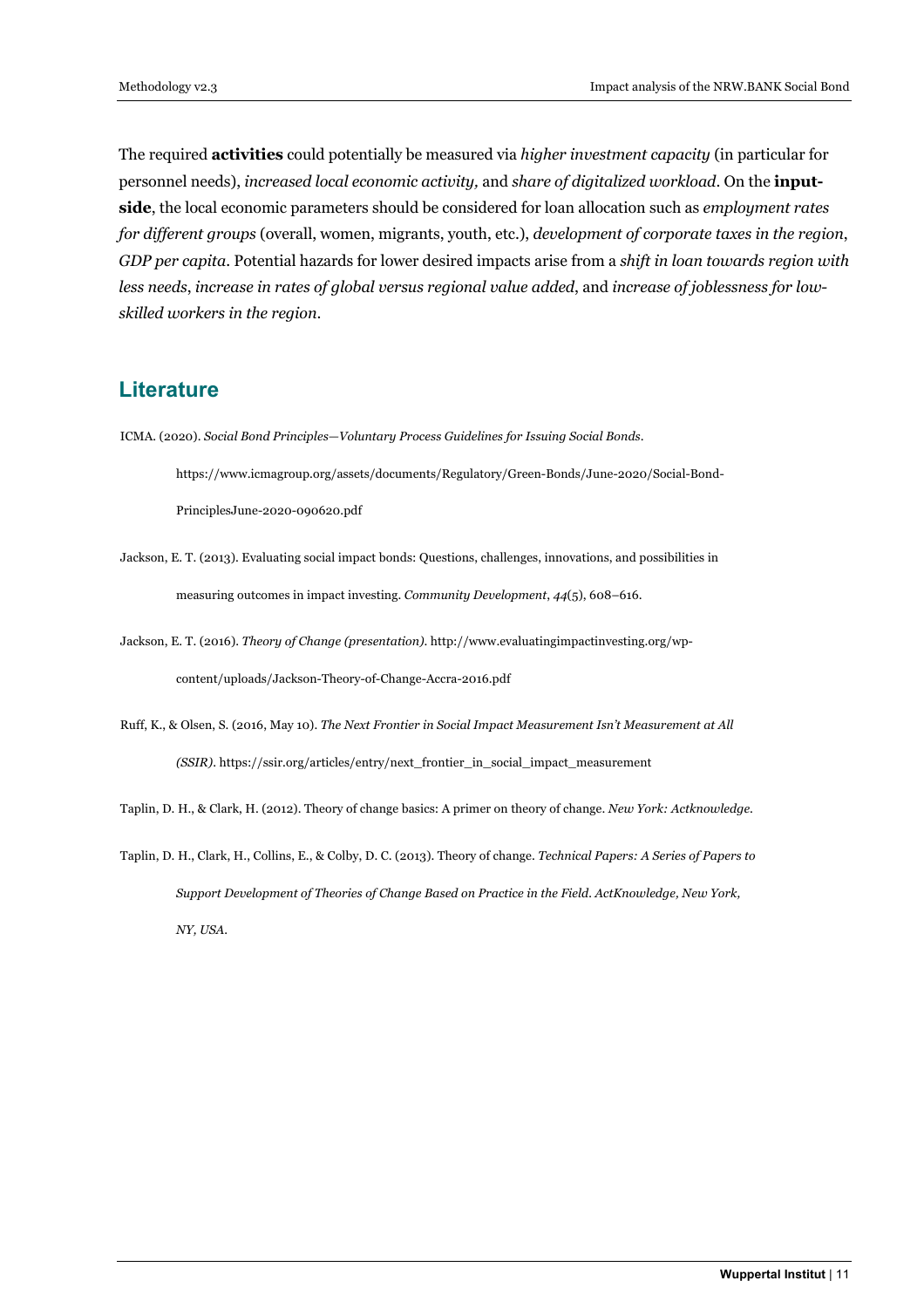The required **activities** could potentially be measured via *higher investment capacity* (in particular for personnel needs), *increased local economic activity,* and *share of digitalized workload*. On the **input-side**, the local economic parameters should be considered for loan allocation such as *employment rates for different groups* (overall, women, migrants, youth, etc.), *development of corporate taxes in the region*, *GDP per capita*. Potential hazards for lower desired impacts arise from a *shift in loan towards region with less needs*, *increase in rates of global versus regional value added*, and *increase of joblessness for low-skilled workers in the region*.

## Literature

ICMA. (2020). *Social Bond Principles—Voluntary Process Guidelines for Issuing Social Bonds*. https://www.icmagroup.org/assets/documents/Regulatory/Green-Bonds/June-2020/Social-Bond-PrinciplesJune-2020-090620.pdf

Jackson, E. T. (2013). Evaluating social impact bonds: Questions, challenges, innovations, and possibilities in measuring outcomes in impact investing. *Community Development*, *44*(5), 608–616.

Jackson, E. T. (2016). *Theory of Change (presentation)*. http://www.evaluatingimpactinvesting.org/wp-content/uploads/Jackson-Theory-of-Change-Accra-2016.pdf

Ruff, K., & Olsen, S. (2016, May 10). *The Next Frontier in Social Impact Measurement Isn't Measurement at All (SSIR)*. https://ssir.org/articles/entry/next_frontier_in_social_impact_measurement

Taplin, D. H., & Clark, H. (2012). Theory of change basics: A primer on theory of change. *New York: Actknowledge*.

Taplin, D. H., Clark, H., Collins, E., & Colby, D. C. (2013). Theory of change. *Technical Papers: A Series of Papers to Support Development of Theories of Change Based on Practice in the Field. ActKnowledge, New York, NY, USA*.